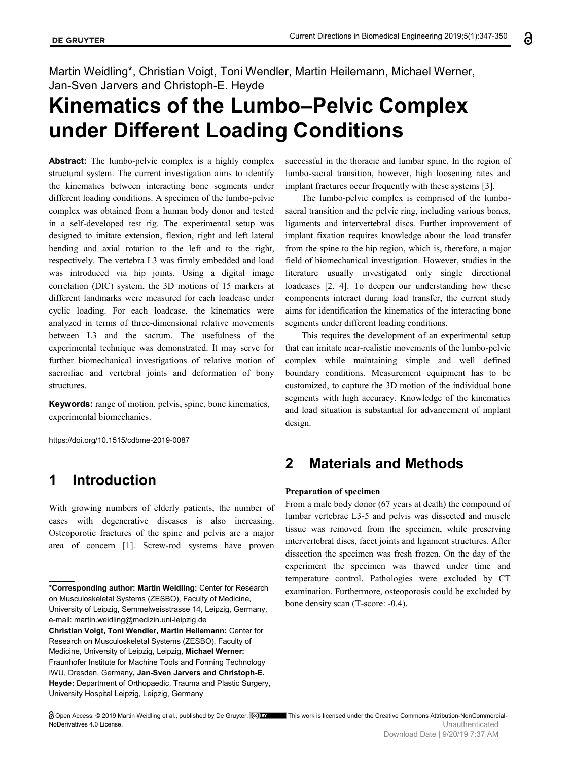Martin Weidling*, Christian Voigt, Toni Wendler, Martin Heilemann, Michael Werner, Jan-Sven Jarvers and Christoph-E. Heyde

# Kinematics of the Lumbo–Pelvic Complex under Different Loading Conditions

**Abstract:** The lumbo-pelvic complex is a highly complex structural system. The current investigation aims to identify the kinematics between interacting bone segments under different loading conditions. A specimen of the lumbo-pelvic complex was obtained from a human body donor and tested in a self-developed test rig. The experimental setup was designed to imitate extension, flexion, right and left lateral bending and axial rotation to the left and to the right, respectively. The vertebra L3 was firmly embedded and load was introduced via hip joints. Using a digital image correlation (DIC) system, the 3D motions of 15 markers at different landmarks were measured for each loadcase under cyclic loading. For each loadcase, the kinematics were analyzed in terms of three-dimensional relative movements between L3 and the sacrum. The usefulness of the experimental technique was demonstrated. It may serve for further biomechanical investigations of relative motion of sacroiliac and vertebral joints and deformation of bony structures.

**Keywords:** range of motion, pelvis, spine, bone kinematics, experimental biomechanics.

https://doi.org/10.1515/cdbme-2019-0087

## 1 Introduction

With growing numbers of elderly patients, the number of cases with degenerative diseases is also increasing. Osteoporotic fractures of the spine and pelvis are a major area of concern [1]. Screw-rod systems have proven successful in the thoracic and lumbar spine. In the region of lumbo-sacral transition, however, high loosening rates and implant fractures occur frequently with these systems [3].

The lumbo-pelvic complex is comprised of the lumbo-sacral transition and the pelvic ring, including various bones, ligaments and intervertebral discs. Further improvement of implant fixation requires knowledge about the load transfer from the spine to the hip region, which is, therefore, a major field of biomechanical investigation. However, studies in the literature usually investigated only single directional loadcases [2, 4]. To deepen our understanding how these components interact during load transfer, the current study aims for identification the kinematics of the interacting bone segments under different loading conditions.

This requires the development of an experimental setup that can imitate near-realistic movements of the lumbo-pelvic complex while maintaining simple and well defined boundary conditions. Measurement equipment has to be customized, to capture the 3D motion of the individual bone segments with high accuracy. Knowledge of the kinematics and load situation is substantial for advancement of implant design.

## 2 Materials and Methods

**Preparation of specimen**

From a male body donor (67 years at death) the compound of lumbar vertebrae L3-5 and pelvis was dissected and muscle tissue was removed from the specimen, while preserving intervertebral discs, facet joints and ligament structures. After dissection the specimen was fresh frozen. On the day of the experiment the specimen was thawed under time and temperature control. Pathologies were excluded by CT examination. Furthermore, osteoporosis could be excluded by bone density scan (T-score: -0.4).

---

**\*Corresponding author: Martin Weidling:** Center for Research on Musculoskeletal Systems (ZESBO), Faculty of Medicine, University of Leipzig, Semmelweisstrasse 14, Leipzig, Germany, e-mail: martin.weidling@medizin.uni-leipzig.de

**Christian Voigt, Toni Wendler, Martin Heilemann:** Center for Research on Musculoskeletal Systems (ZESBO), Faculty of Medicine, University of Leipzig, Leipzig, **Michael Werner:** Fraunhofer Institute for Machine Tools and Forming Technology IWU, Dresden, Germany**, Jan-Sven Jarvers and Christoph-E. Heyde:** Department of Orthopaedic, Trauma and Plastic Surgery, University Hospital Leipzig, Leipzig, Germany

Open Access. © 2019 Martin Weidling et al., published by De Gruyter. This work is licensed under the Creative Commons Attribution-NonCommercial-NoDerivatives 4.0 License.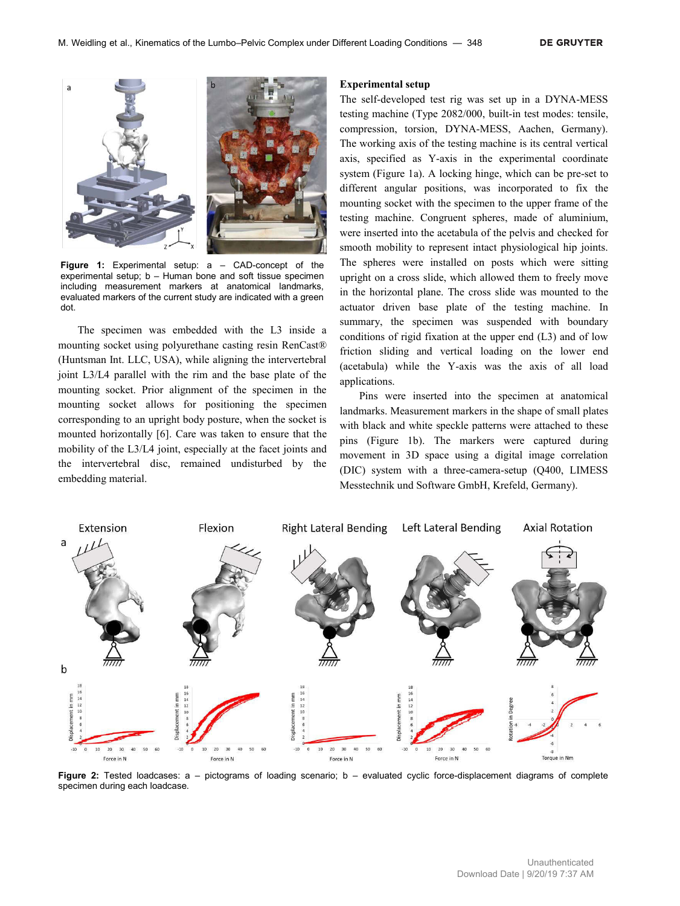Figure 1: Experimental setup: a – CAD-concept of the experimental setup; b – Human bone and soft tissue specimen including measurement markers at anatomical landmarks, evaluated markers of the current study are indicated with a green dot.

The specimen was embedded with the L3 inside a mounting socket using polyurethane casting resin RenCast® (Huntsman Int. LLC, USA), while aligning the intervertebral joint L3/L4 parallel with the rim and the base plate of the mounting socket. Prior alignment of the specimen in the mounting socket allows for positioning the specimen corresponding to an upright body posture, when the socket is mounted horizontally [6]. Care was taken to ensure that the mobility of the L3/L4 joint, especially at the facet joints and the intervertebral disc, remained undisturbed by the embedding material.

### Experimental setup

The self-developed test rig was set up in a DYNA-MESS testing machine (Type 2082/000, built-in test modes: tensile, compression, torsion, DYNA-MESS, Aachen, Germany). The working axis of the testing machine is its central vertical axis, specified as Y-axis in the experimental coordinate system (Figure 1a). A locking hinge, which can be pre-set to different angular positions, was incorporated to fix the mounting socket with the specimen to the upper frame of the testing machine. Congruent spheres, made of aluminium, were inserted into the acetabula of the pelvis and checked for smooth mobility to represent intact physiological hip joints. The spheres were installed on posts which were sitting upright on a cross slide, which allowed them to freely move in the horizontal plane. The cross slide was mounted to the actuator driven base plate of the testing machine. In summary, the specimen was suspended with boundary conditions of rigid fixation at the upper end (L3) and of low friction sliding and vertical loading on the lower end (acetabula) while the Y-axis was the axis of all load applications.

Pins were inserted into the specimen at anatomical landmarks. Measurement markers in the shape of small plates with black and white speckle patterns were attached to these pins (Figure 1b). The markers were captured during movement in 3D space using a digital image correlation (DIC) system with a three-camera-setup (Q400, LIMESS Messtechnik und Software GmbH, Krefeld, Germany).

Figure 2: Tested loadcases: a – pictograms of loading scenario; b – evaluated cyclic force-displacement diagrams of complete specimen during each loadcase.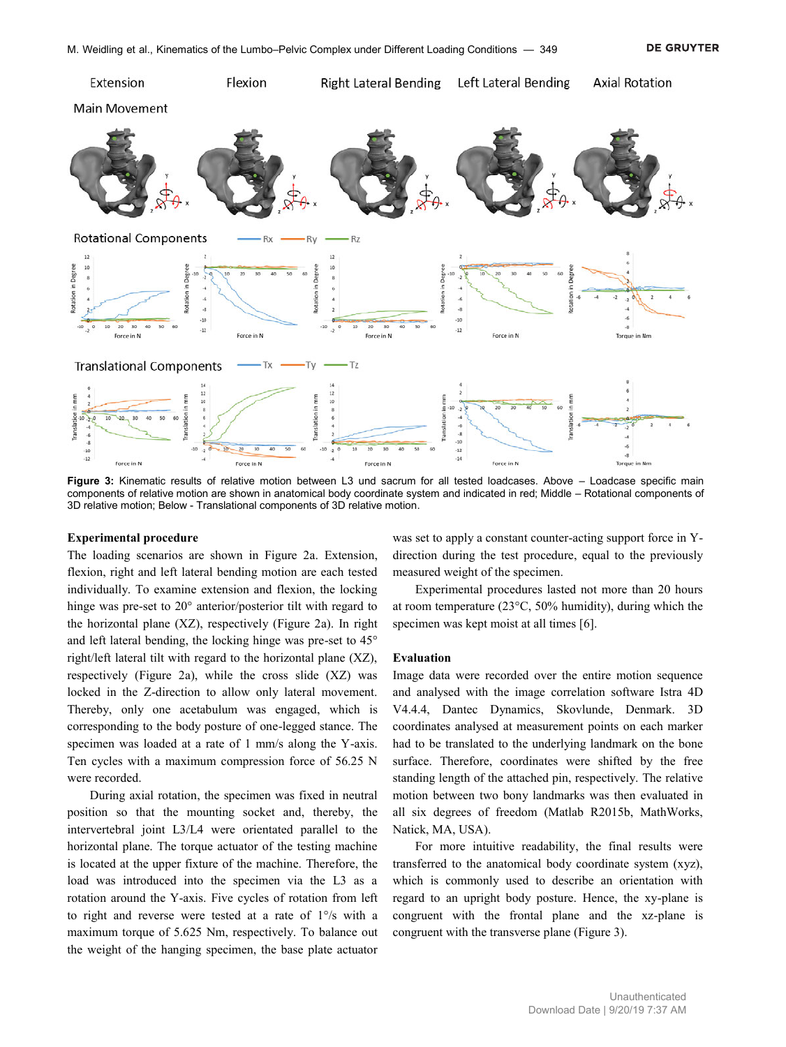**Figure 3:** Kinematic results of relative motion between L3 und sacrum for all tested loadcases. Above – Loadcase specific main components of relative motion are shown in anatomical body coordinate system and indicated in red; Middle – Rotational components of 3D relative motion; Below - Translational components of 3D relative motion.

### Experimental procedure

The loading scenarios are shown in Figure 2a. Extension, flexion, right and left lateral bending motion are each tested individually. To examine extension and flexion, the locking hinge was pre-set to 20° anterior/posterior tilt with regard to the horizontal plane (XZ), respectively (Figure 2a). In right and left lateral bending, the locking hinge was pre-set to 45° right/left lateral tilt with regard to the horizontal plane (XZ), respectively (Figure 2a), while the cross slide (XZ) was locked in the Z-direction to allow only lateral movement. Thereby, only one acetabulum was engaged, which is corresponding to the body posture of one-legged stance. The specimen was loaded at a rate of 1 mm/s along the Y-axis. Ten cycles with a maximum compression force of 56.25 N were recorded.

During axial rotation, the specimen was fixed in neutral position so that the mounting socket and, thereby, the intervertebral joint L3/L4 were orientated parallel to the horizontal plane. The torque actuator of the testing machine is located at the upper fixture of the machine. Therefore, the load was introduced into the specimen via the L3 as a rotation around the Y-axis. Five cycles of rotation from left to right and reverse were tested at a rate of 1°/s with a maximum torque of 5.625 Nm, respectively. To balance out the weight of the hanging specimen, the base plate actuator was set to apply a constant counter-acting support force in Y-direction during the test procedure, equal to the previously measured weight of the specimen.

Experimental procedures lasted not more than 20 hours at room temperature (23°C, 50% humidity), during which the specimen was kept moist at all times [6].

### Evaluation

Image data were recorded over the entire motion sequence and analysed with the image correlation software Istra 4D V4.4.4, Dantec Dynamics, Skovlunde, Denmark. 3D coordinates analysed at measurement points on each marker had to be translated to the underlying landmark on the bone surface. Therefore, coordinates were shifted by the free standing length of the attached pin, respectively. The relative motion between two bony landmarks was then evaluated in all six degrees of freedom (Matlab R2015b, MathWorks, Natick, MA, USA).

For more intuitive readability, the final results were transferred to the anatomical body coordinate system (xyz), which is commonly used to describe an orientation with regard to an upright body posture. Hence, the xy-plane is congruent with the frontal plane and the xz-plane is congruent with the transverse plane (Figure 3).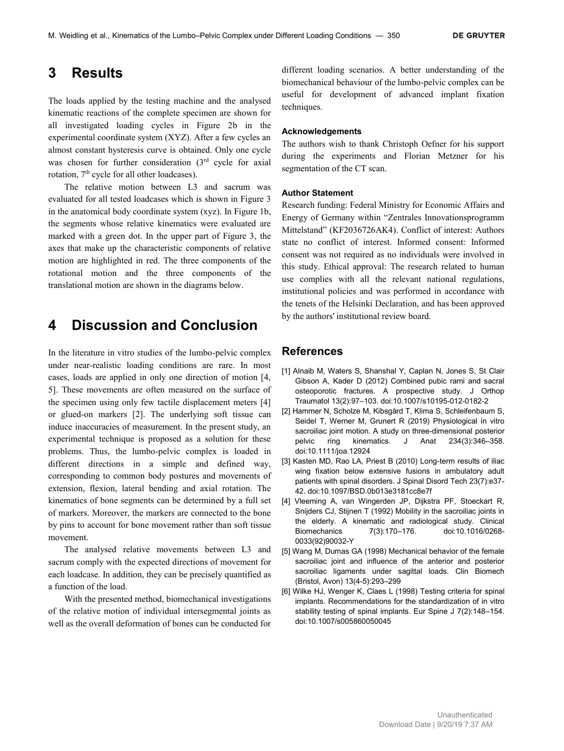# 3 Results

The loads applied by the testing machine and the analysed kinematic reactions of the complete specimen are shown for all investigated loading cycles in Figure 2b in the experimental coordinate system (XYZ). After a few cycles an almost constant hysteresis curve is obtained. Only one cycle was chosen for further consideration (3rd cycle for axial rotation, 7th cycle for all other loadcases).

The relative motion between L3 and sacrum was evaluated for all tested loadcases which is shown in Figure 3 in the anatomical body coordinate system (xyz). In Figure 1b, the segments whose relative kinematics were evaluated are marked with a green dot. In the upper part of Figure 3, the axes that make up the characteristic components of relative motion are highlighted in red. The three components of the rotational motion and the three components of the translational motion are shown in the diagrams below.

# 4 Discussion and Conclusion

In the literature in vitro studies of the lumbo-pelvic complex under near-realistic loading conditions are rare. In most cases, loads are applied in only one direction of motion [4, 5]. These movements are often measured on the surface of the specimen using only few tactile displacement meters [4] or glued-on markers [2]. The underlying soft tissue can induce inaccuracies of measurement. In the present study, an experimental technique is proposed as a solution for these problems. Thus, the lumbo-pelvic complex is loaded in different directions in a simple and defined way, corresponding to common body postures and movements of extension, flexion, lateral bending and axial rotation. The kinematics of bone segments can be determined by a full set of markers. Moreover, the markers are connected to the bone by pins to account for bone movement rather than soft tissue movement.

The analysed relative movements between L3 and sacrum comply with the expected directions of movement for each loadcase. In addition, they can be precisely quantified as a function of the load.

With the presented method, biomechanical investigations of the relative motion of individual intersegmental joints as well as the overall deformation of bones can be conducted for different loading scenarios. A better understanding of the biomechanical behaviour of the lumbo-pelvic complex can be useful for development of advanced implant fixation techniques.

#### Acknowledgements

The authors wish to thank Christoph Oefner for his support during the experiments and Florian Metzner for his segmentation of the CT scan.

#### Author Statement

Research funding: Federal Ministry for Economic Affairs and Energy of Germany within "Zentrales Innovationsprogramm Mittelstand" (KF2036726AK4). Conflict of interest: Authors state no conflict of interest. Informed consent: Informed consent was not required as no individuals were involved in this study. Ethical approval: The research related to human use complies with all the relevant national regulations, institutional policies and was performed in accordance with the tenets of the Helsinki Declaration, and has been approved by the authors' institutional review board.

## References

[1] Alnaib M, Waters S, Shanshal Y, Caplan N, Jones S, St Clair Gibson A, Kader D (2012) Combined pubic rami and sacral osteoporotic fractures. A prospective study. J Orthop Traumatol 13(2):97–103. doi:10.1007/s10195-012-0182-2

[2] Hammer N, Scholze M, Kibsgård T, Klima S, Schleifenbaum S, Seidel T, Werner M, Grunert R (2019) Physiological in vitro sacroiliac joint motion. A study on three-dimensional posterior pelvic ring kinematics. J Anat 234(3):346–358. doi:10.1111/joa.12924

[3] Kasten MD, Rao LA, Priest B (2010) Long-term results of iliac wing fixation below extensive fusions in ambulatory adult patients with spinal disorders. J Spinal Disord Tech 23(7):e37-42. doi:10.1097/BSD.0b013e3181cc8e7f

[4] Vleeming A, van Wingerden JP, Dijkstra PF, Stoeckart R, Snijders CJ, Stijnen T (1992) Mobility in the sacroiliac joints in the elderly. A kinematic and radiological study. Clinical Biomechanics 7(3):170–176. doi:10.1016/0268-0033(92)90032-Y

[5] Wang M, Dumas GA (1998) Mechanical behavior of the female sacroiliac joint and influence of the anterior and posterior sacroiliac ligaments under sagittal loads. Clin Biomech (Bristol, Avon) 13(4-5):293–299

[6] Wilke HJ, Wenger K, Claes L (1998) Testing criteria for spinal implants. Recommendations for the standardization of in vitro stability testing of spinal implants. Eur Spine J 7(2):148–154. doi:10.1007/s005860050045